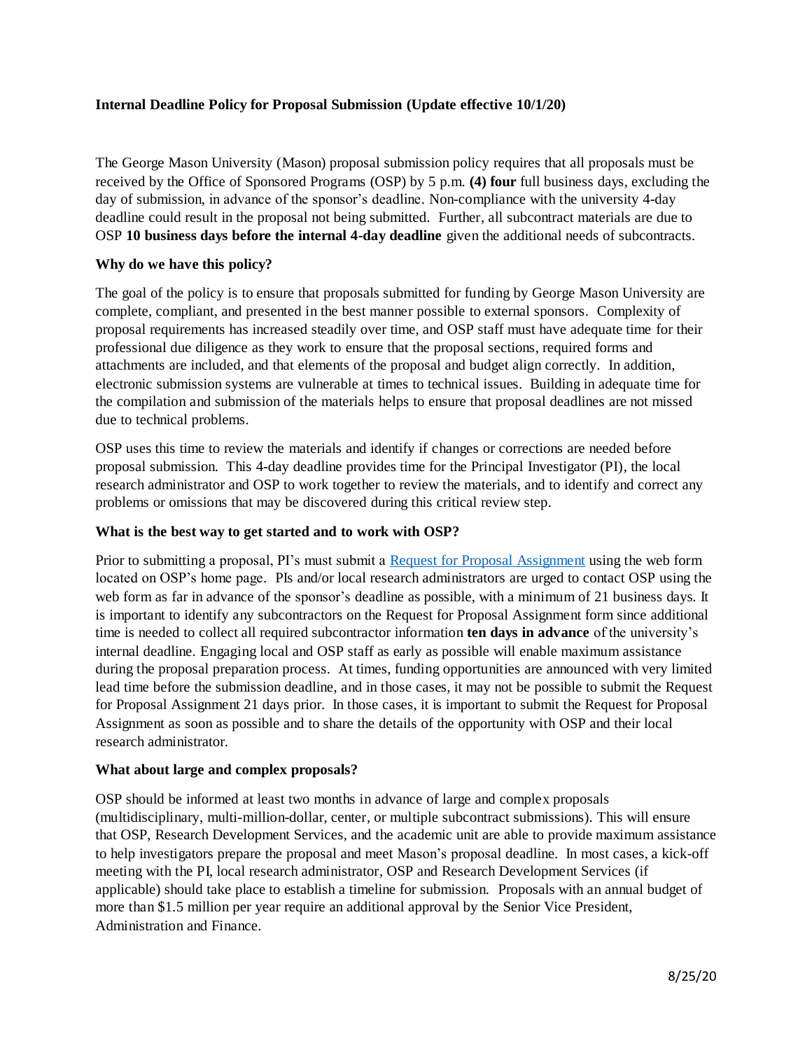# Internal Deadline Policy for Proposal Submission (Update effective 10/1/20)

The George Mason University (Mason) proposal submission policy requires that all proposals must be received by the Office of Sponsored Programs (OSP) by 5 p.m. **(4) four** full business days, excluding the day of submission, in advance of the sponsor's deadline. Non-compliance with the university 4-day deadline could result in the proposal not being submitted. Further, all subcontract materials are due to OSP **10 business days before the internal 4-day deadline** given the additional needs of subcontracts.

## Why do we have this policy?

The goal of the policy is to ensure that proposals submitted for funding by George Mason University are complete, compliant, and presented in the best manner possible to external sponsors. Complexity of proposal requirements has increased steadily over time, and OSP staff must have adequate time for their professional due diligence as they work to ensure that the proposal sections, required forms and attachments are included, and that elements of the proposal and budget align correctly. In addition, electronic submission systems are vulnerable at times to technical issues. Building in adequate time for the compilation and submission of the materials helps to ensure that proposal deadlines are not missed due to technical problems.

OSP uses this time to review the materials and identify if changes or corrections are needed before proposal submission. This 4-day deadline provides time for the Principal Investigator (PI), the local research administrator and OSP to work together to review the materials, and to identify and correct any problems or omissions that may be discovered during this critical review step.

## What is the best way to get started and to work with OSP?

Prior to submitting a proposal, PI's must submit a Request for Proposal Assignment using the web form located on OSP's home page. PIs and/or local research administrators are urged to contact OSP using the web form as far in advance of the sponsor's deadline as possible, with a minimum of 21 business days. It is important to identify any subcontractors on the Request for Proposal Assignment form since additional time is needed to collect all required subcontractor information **ten days in advance** of the university's internal deadline. Engaging local and OSP staff as early as possible will enable maximum assistance during the proposal preparation process. At times, funding opportunities are announced with very limited lead time before the submission deadline, and in those cases, it may not be possible to submit the Request for Proposal Assignment 21 days prior. In those cases, it is important to submit the Request for Proposal Assignment as soon as possible and to share the details of the opportunity with OSP and their local research administrator.

## What about large and complex proposals?

OSP should be informed at least two months in advance of large and complex proposals (multidisciplinary, multi-million-dollar, center, or multiple subcontract submissions). This will ensure that OSP, Research Development Services, and the academic unit are able to provide maximum assistance to help investigators prepare the proposal and meet Mason's proposal deadline. In most cases, a kick-off meeting with the PI, local research administrator, OSP and Research Development Services (if applicable) should take place to establish a timeline for submission. Proposals with an annual budget of more than $1.5 million per year require an additional approval by the Senior Vice President, Administration and Finance.

8/25/20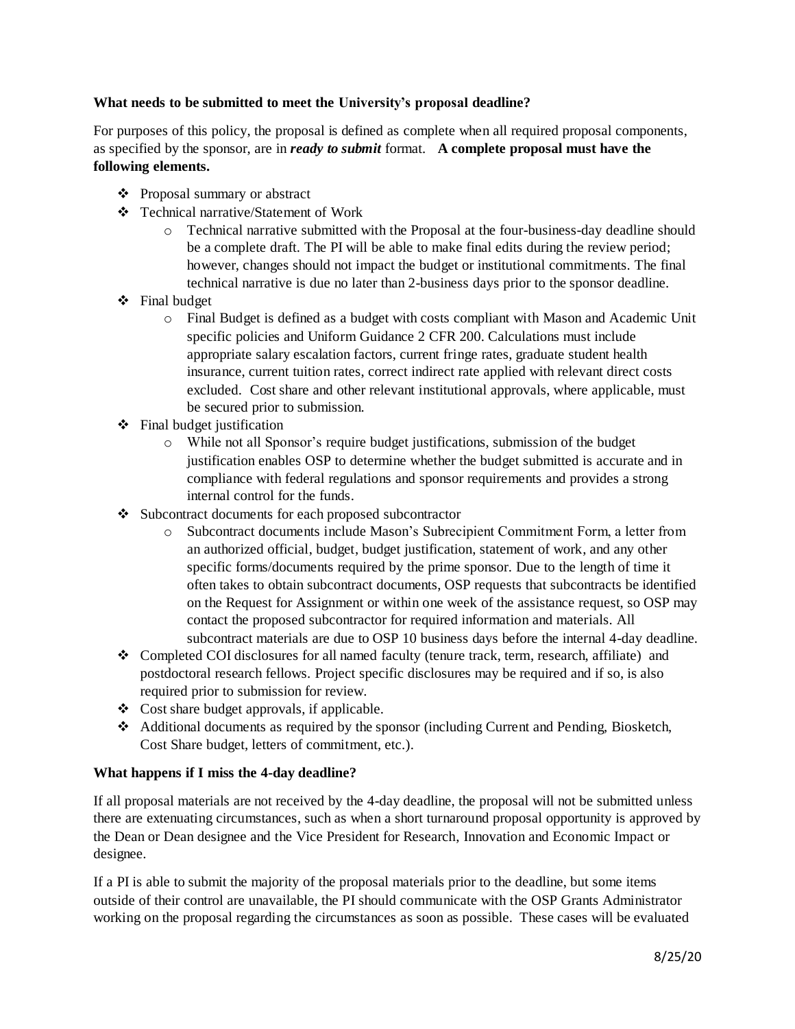**What needs to be submitted to meet the University's proposal deadline?**

For purposes of this policy, the proposal is defined as complete when all required proposal components, as specified by the sponsor, are in ***ready to submit*** format. **A complete proposal must have the following elements.**

- Proposal summary or abstract
- Technical narrative/Statement of Work
  - Technical narrative submitted with the Proposal at the four-business-day deadline should be a complete draft. The PI will be able to make final edits during the review period; however, changes should not impact the budget or institutional commitments. The final technical narrative is due no later than 2-business days prior to the sponsor deadline.
- Final budget
  - Final Budget is defined as a budget with costs compliant with Mason and Academic Unit specific policies and Uniform Guidance 2 CFR 200. Calculations must include appropriate salary escalation factors, current fringe rates, graduate student health insurance, current tuition rates, correct indirect rate applied with relevant direct costs excluded. Cost share and other relevant institutional approvals, where applicable, must be secured prior to submission.
- Final budget justification
  - While not all Sponsor's require budget justifications, submission of the budget justification enables OSP to determine whether the budget submitted is accurate and in compliance with federal regulations and sponsor requirements and provides a strong internal control for the funds.
- Subcontract documents for each proposed subcontractor
  - Subcontract documents include Mason's Subrecipient Commitment Form, a letter from an authorized official, budget, budget justification, statement of work, and any other specific forms/documents required by the prime sponsor. Due to the length of time it often takes to obtain subcontract documents, OSP requests that subcontracts be identified on the Request for Assignment or within one week of the assistance request, so OSP may contact the proposed subcontractor for required information and materials. All subcontract materials are due to OSP 10 business days before the internal 4-day deadline.
- Completed COI disclosures for all named faculty (tenure track, term, research, affiliate) and postdoctoral research fellows. Project specific disclosures may be required and if so, is also required prior to submission for review.
- Cost share budget approvals, if applicable.
- Additional documents as required by the sponsor (including Current and Pending, Biosketch, Cost Share budget, letters of commitment, etc.).

**What happens if I miss the 4-day deadline?**

If all proposal materials are not received by the 4-day deadline, the proposal will not be submitted unless there are extenuating circumstances, such as when a short turnaround proposal opportunity is approved by the Dean or Dean designee and the Vice President for Research, Innovation and Economic Impact or designee.

If a PI is able to submit the majority of the proposal materials prior to the deadline, but some items outside of their control are unavailable, the PI should communicate with the OSP Grants Administrator working on the proposal regarding the circumstances as soon as possible. These cases will be evaluated

8/25/20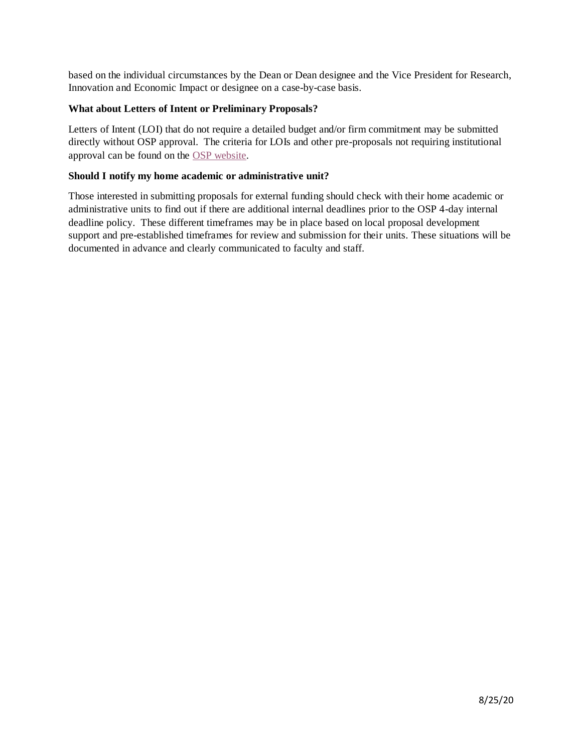based on the individual circumstances by the Dean or Dean designee and the Vice President for Research, Innovation and Economic Impact or designee on a case-by-case basis.

**What about Letters of Intent or Preliminary Proposals?**

Letters of Intent (LOI) that do not require a detailed budget and/or firm commitment may be submitted directly without OSP approval. The criteria for LOIs and other pre-proposals not requiring institutional approval can be found on the OSP website.

**Should I notify my home academic or administrative unit?**

Those interested in submitting proposals for external funding should check with their home academic or administrative units to find out if there are additional internal deadlines prior to the OSP 4-day internal deadline policy. These different timeframes may be in place based on local proposal development support and pre-established timeframes for review and submission for their units. These situations will be documented in advance and clearly communicated to faculty and staff.

8/25/20